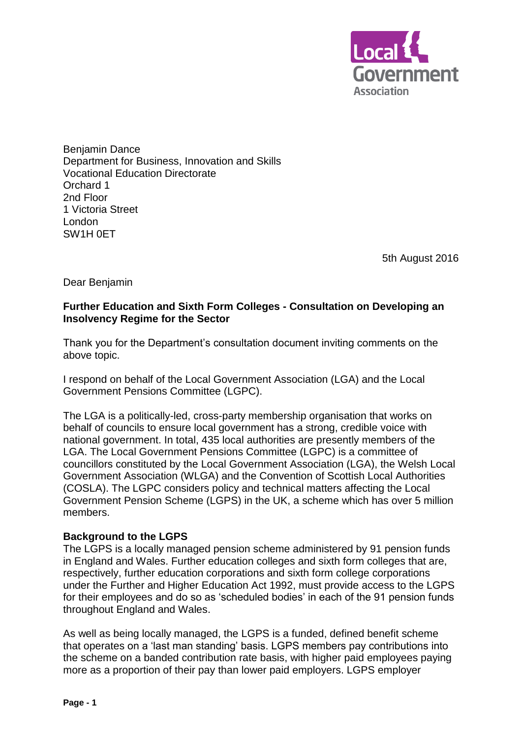Benjamin Dance
Department for Business, Innovation and Skills
Vocational Education Directorate
Orchard 1
2nd Floor
1 Victoria Street
London
SW1H 0ET

5th August 2016

Dear Benjamin

**Further Education and Sixth Form Colleges - Consultation on Developing an Insolvency Regime for the Sector**

Thank you for the Department's consultation document inviting comments on the above topic.

I respond on behalf of the Local Government Association (LGA) and the Local Government Pensions Committee (LGPC).

The LGA is a politically-led, cross-party membership organisation that works on behalf of councils to ensure local government has a strong, credible voice with national government. In total, 435 local authorities are presently members of the LGA. The Local Government Pensions Committee (LGPC) is a committee of councillors constituted by the Local Government Association (LGA), the Welsh Local Government Association (WLGA) and the Convention of Scottish Local Authorities (COSLA). The LGPC considers policy and technical matters affecting the Local Government Pension Scheme (LGPS) in the UK, a scheme which has over 5 million members.

**Background to the LGPS**

The LGPS is a locally managed pension scheme administered by 91 pension funds in England and Wales. Further education colleges and sixth form colleges that are, respectively, further education corporations and sixth form college corporations under the Further and Higher Education Act 1992, must provide access to the LGPS for their employees and do so as 'scheduled bodies' in each of the 91 pension funds throughout England and Wales.

As well as being locally managed, the LGPS is a funded, defined benefit scheme that operates on a 'last man standing' basis. LGPS members pay contributions into the scheme on a banded contribution rate basis, with higher paid employees paying more as a proportion of their pay than lower paid employers. LGPS employer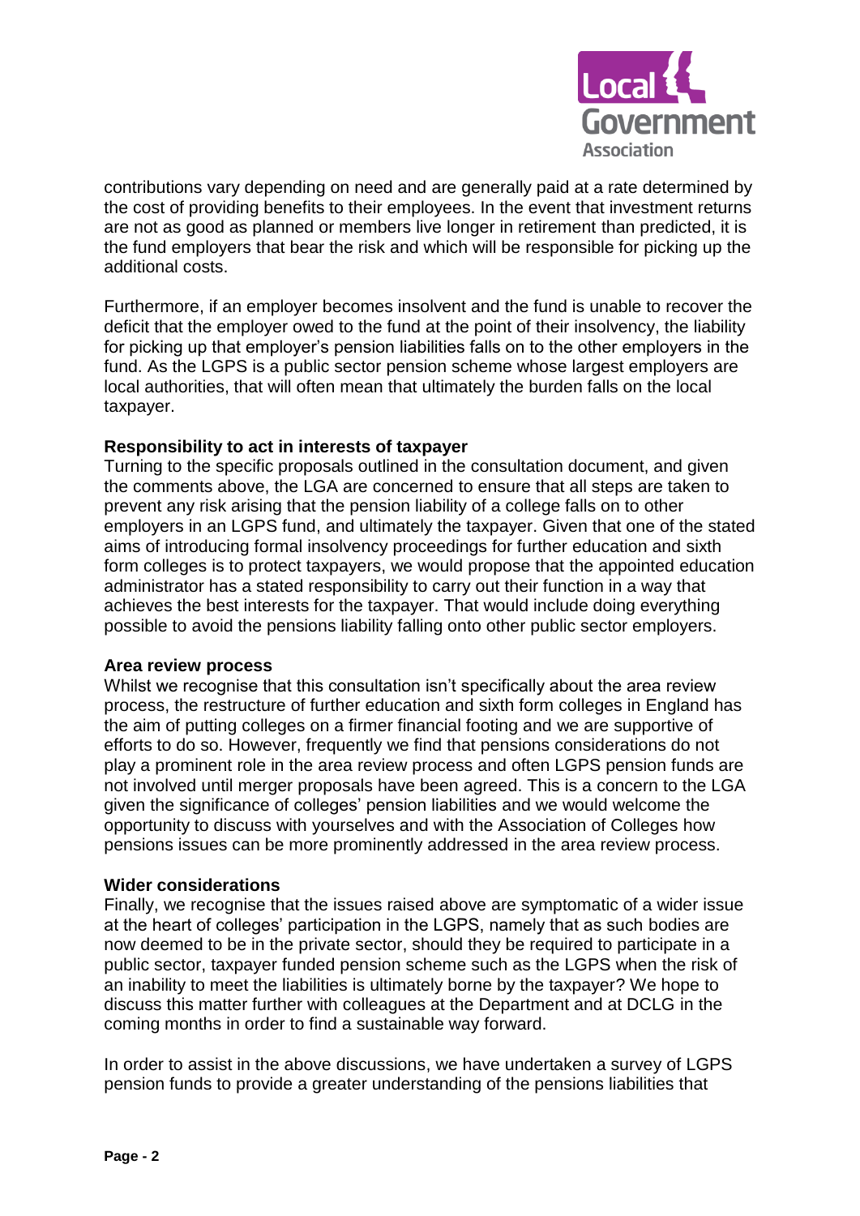contributions vary depending on need and are generally paid at a rate determined by the cost of providing benefits to their employees. In the event that investment returns are not as good as planned or members live longer in retirement than predicted, it is the fund employers that bear the risk and which will be responsible for picking up the additional costs.

Furthermore, if an employer becomes insolvent and the fund is unable to recover the deficit that the employer owed to the fund at the point of their insolvency, the liability for picking up that employer's pension liabilities falls on to the other employers in the fund. As the LGPS is a public sector pension scheme whose largest employers are local authorities, that will often mean that ultimately the burden falls on the local taxpayer.

**Responsibility to act in interests of taxpayer**

Turning to the specific proposals outlined in the consultation document, and given the comments above, the LGA are concerned to ensure that all steps are taken to prevent any risk arising that the pension liability of a college falls on to other employers in an LGPS fund, and ultimately the taxpayer. Given that one of the stated aims of introducing formal insolvency proceedings for further education and sixth form colleges is to protect taxpayers, we would propose that the appointed education administrator has a stated responsibility to carry out their function in a way that achieves the best interests for the taxpayer. That would include doing everything possible to avoid the pensions liability falling onto other public sector employers.

**Area review process**

Whilst we recognise that this consultation isn't specifically about the area review process, the restructure of further education and sixth form colleges in England has the aim of putting colleges on a firmer financial footing and we are supportive of efforts to do so. However, frequently we find that pensions considerations do not play a prominent role in the area review process and often LGPS pension funds are not involved until merger proposals have been agreed. This is a concern to the LGA given the significance of colleges' pension liabilities and we would welcome the opportunity to discuss with yourselves and with the Association of Colleges how pensions issues can be more prominently addressed in the area review process.

**Wider considerations**

Finally, we recognise that the issues raised above are symptomatic of a wider issue at the heart of colleges' participation in the LGPS, namely that as such bodies are now deemed to be in the private sector, should they be required to participate in a public sector, taxpayer funded pension scheme such as the LGPS when the risk of an inability to meet the liabilities is ultimately borne by the taxpayer? We hope to discuss this matter further with colleagues at the Department and at DCLG in the coming months in order to find a sustainable way forward.

In order to assist in the above discussions, we have undertaken a survey of LGPS pension funds to provide a greater understanding of the pensions liabilities that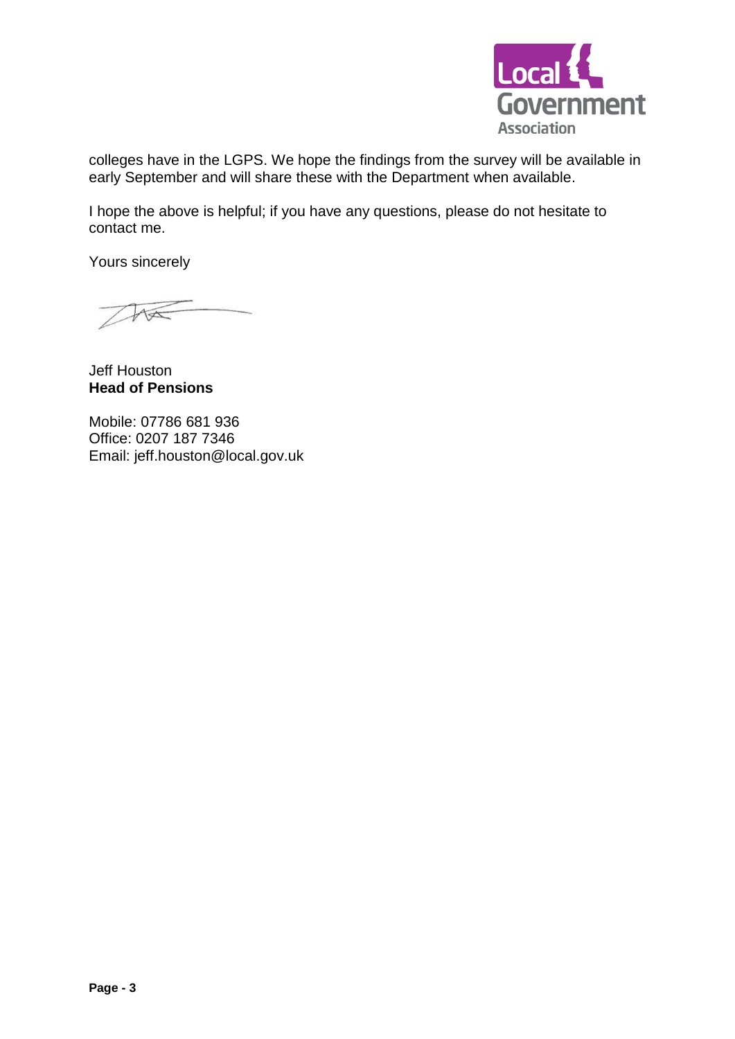colleges have in the LGPS. We hope the findings from the survey will be available in early September and will share these with the Department when available.

I hope the above is helpful; if you have any questions, please do not hesitate to contact me.

Yours sincerely

Jeff Houston
**Head of Pensions**

Mobile: 07786 681 936
Office: 0207 187 7346
Email: jeff.houston@local.gov.uk